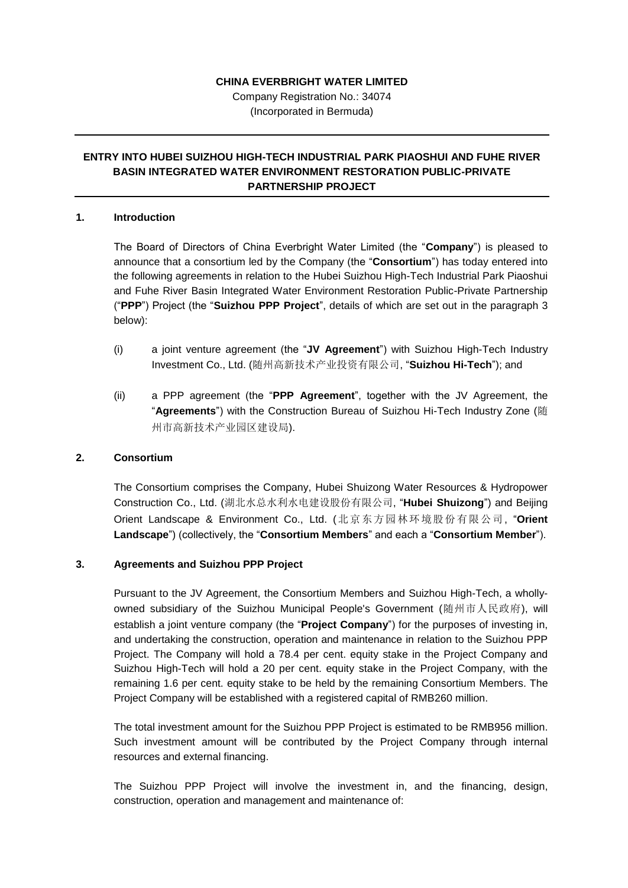**CHINA EVERBRIGHT WATER LIMITED**

Company Registration No.: 34074

(Incorporated in Bermuda)

---

## ENTRY INTO HUBEI SUIZHOU HIGH-TECH INDUSTRIAL PARK PIAOSHUI AND FUHE RIVER BASIN INTEGRATED WATER ENVIRONMENT RESTORATION PUBLIC-PRIVATE PARTNERSHIP PROJECT

---

### 1. Introduction

The Board of Directors of China Everbright Water Limited (the "**Company**") is pleased to announce that a consortium led by the Company (the "**Consortium**") has today entered into the following agreements in relation to the Hubei Suizhou High-Tech Industrial Park Piaoshui and Fuhe River Basin Integrated Water Environment Restoration Public-Private Partnership ("**PPP**") Project (the "**Suizhou PPP Project**", details of which are set out in the paragraph 3 below):

(i) a joint venture agreement (the "**JV Agreement**") with Suizhou High-Tech Industry Investment Co., Ltd. (随州高新技术产业投资有限公司, "**Suizhou Hi-Tech**"); and

(ii) a PPP agreement (the "**PPP Agreement**", together with the JV Agreement, the "**Agreements**") with the Construction Bureau of Suizhou Hi-Tech Industry Zone (随州市高新技术产业园区建设局).

### 2. Consortium

The Consortium comprises the Company, Hubei Shuizong Water Resources & Hydropower Construction Co., Ltd. (湖北水总水利水电建设股份有限公司, "**Hubei Shuizong**") and Beijing Orient Landscape & Environment Co., Ltd. (北京东方园林环境股份有限公司, "**Orient Landscape**") (collectively, the "**Consortium Members**" and each a "**Consortium Member**").

### 3. Agreements and Suizhou PPP Project

Pursuant to the JV Agreement, the Consortium Members and Suizhou High-Tech, a wholly-owned subsidiary of the Suizhou Municipal People's Government (随州市人民政府), will establish a joint venture company (the "**Project Company**") for the purposes of investing in, and undertaking the construction, operation and maintenance in relation to the Suizhou PPP Project. The Company will hold a 78.4 per cent. equity stake in the Project Company and Suizhou High-Tech will hold a 20 per cent. equity stake in the Project Company, with the remaining 1.6 per cent. equity stake to be held by the remaining Consortium Members. The Project Company will be established with a registered capital of RMB260 million.

The total investment amount for the Suizhou PPP Project is estimated to be RMB956 million. Such investment amount will be contributed by the Project Company through internal resources and external financing.

The Suizhou PPP Project will involve the investment in, and the financing, design, construction, operation and management and maintenance of: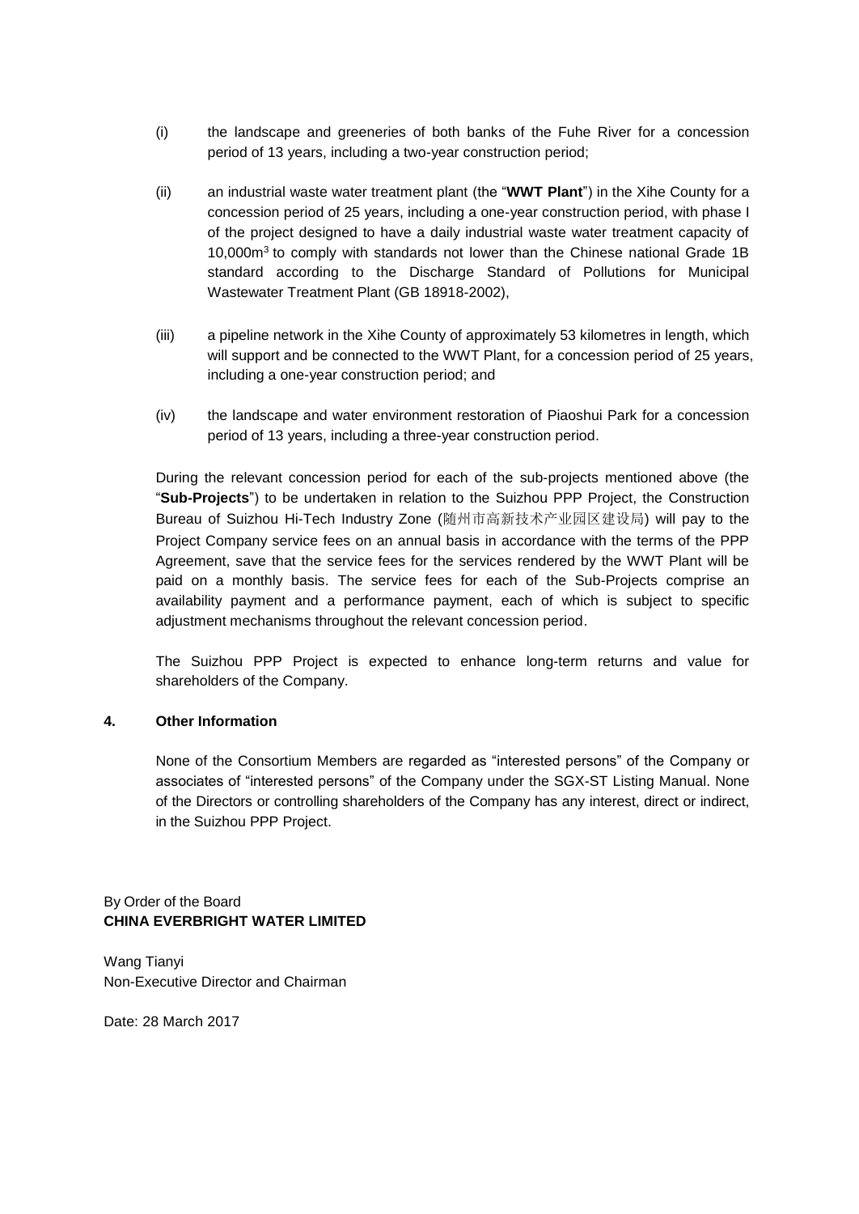(i) the landscape and greeneries of both banks of the Fuhe River for a concession period of 13 years, including a two-year construction period;

(ii) an industrial waste water treatment plant (the "**WWT Plant**") in the Xihe County for a concession period of 25 years, including a one-year construction period, with phase I of the project designed to have a daily industrial waste water treatment capacity of 10,000$m^3$ to comply with standards not lower than the Chinese national Grade 1B standard according to the Discharge Standard of Pollutions for Municipal Wastewater Treatment Plant (GB 18918-2002),

(iii) a pipeline network in the Xihe County of approximately 53 kilometres in length, which will support and be connected to the WWT Plant, for a concession period of 25 years, including a one-year construction period; and

(iv) the landscape and water environment restoration of Piaoshui Park for a concession period of 13 years, including a three-year construction period.

During the relevant concession period for each of the sub-projects mentioned above (the "**Sub-Projects**") to be undertaken in relation to the Suizhou PPP Project, the Construction Bureau of Suizhou Hi-Tech Industry Zone (随州市高新技术产业园区建设局) will pay to the Project Company service fees on an annual basis in accordance with the terms of the PPP Agreement, save that the service fees for the services rendered by the WWT Plant will be paid on a monthly basis. The service fees for each of the Sub-Projects comprise an availability payment and a performance payment, each of which is subject to specific adjustment mechanisms throughout the relevant concession period.

The Suizhou PPP Project is expected to enhance long-term returns and value for shareholders of the Company.

**4. Other Information**

None of the Consortium Members are regarded as "interested persons" of the Company or associates of "interested persons" of the Company under the SGX-ST Listing Manual. None of the Directors or controlling shareholders of the Company has any interest, direct or indirect, in the Suizhou PPP Project.

By Order of the Board
**CHINA EVERBRIGHT WATER LIMITED**

Wang Tianyi
Non-Executive Director and Chairman

Date: 28 March 2017